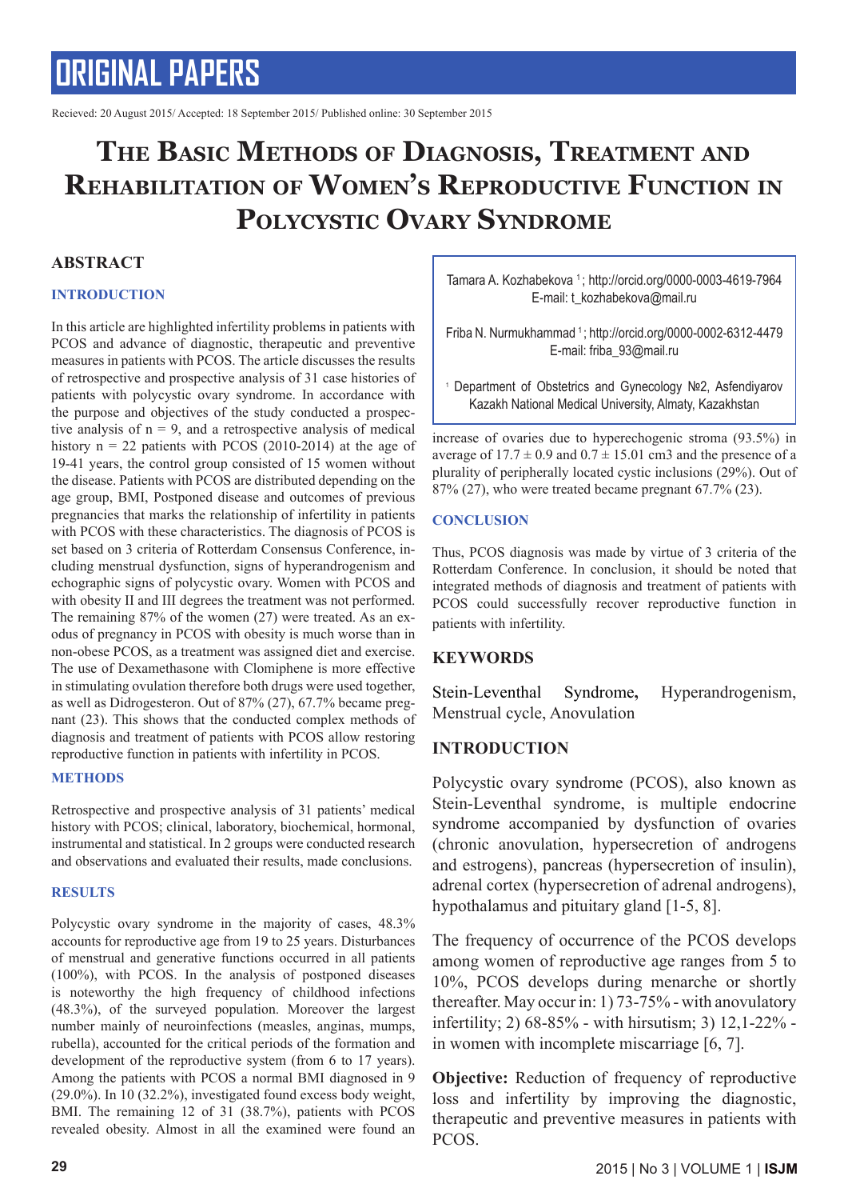ORIGINAL PAPERS

Recieved: 20 August 2015/ Accepted: 18 September 2015/ Published online: 30 September 2015

# The Basic Methods of Diagnosis, Treatment and Rehabilitation of Women's Reproductive Function in Polycystic Ovary Syndrome

Tamara A. Kozhabekova [1]; http://orcid.org/0000-0003-4619-7964
E-mail: t_kozhabekova@mail.ru

Friba N. Nurmukhammad [1]; http://orcid.org/0000-0002-6312-4479
E-mail: friba_93@mail.ru

[1] Department of Obstetrics and Gynecology №2, Asfendiyarov Kazakh National Medical University, Almaty, Kazakhstan

## ABSTRACT

### INTRODUCTION

In this article are highlighted infertility problems in patients with PCOS and advance of diagnostic, therapeutic and preventive measures in patients with PCOS. The article discusses the results of retrospective and prospective analysis of 31 case histories of patients with polycystic ovary syndrome. In accordance with the purpose and objectives of the study conducted a prospective analysis of n = 9, and a retrospective analysis of medical history n = 22 patients with PCOS (2010-2014) at the age of 19-41 years, the control group consisted of 15 women without the disease. Patients with PCOS are distributed depending on the age group, BMI, Postponed disease and outcomes of previous pregnancies that marks the relationship of infertility in patients with PCOS with these characteristics. The diagnosis of PCOS is set based on 3 criteria of Rotterdam Consensus Conference, including menstrual dysfunction, signs of hyperandrogenism and echographic signs of polycystic ovary. Women with PCOS and with obesity II and III degrees the treatment was not performed. The remaining 87% of the women (27) were treated. As an exodus of pregnancy in PCOS with obesity is much worse than in non-obese PCOS, as a treatment was assigned diet and exercise. The use of Dexamethasone with Clomiphene is more effective in stimulating ovulation therefore both drugs were used together, as well as Didrogesteron. Out of 87% (27), 67.7% became pregnant (23). This shows that the conducted complex methods of diagnosis and treatment of patients with PCOS allow restoring reproductive function in patients with infertility in PCOS.

### METHODS

Retrospective and prospective analysis of 31 patients' medical history with PCOS; clinical, laboratory, biochemical, hormonal, instrumental and statistical. In 2 groups were conducted research and observations and evaluated their results, made conclusions.

### RESULTS

Polycystic ovary syndrome in the majority of cases, 48.3% accounts for reproductive age from 19 to 25 years. Disturbances of menstrual and generative functions occurred in all patients (100%), with PCOS. In the analysis of postponed diseases is noteworthy the high frequency of childhood infections (48.3%), of the surveyed population. Moreover the largest number mainly of neuroinfections (measles, anginas, mumps, rubella), accounted for the critical periods of the formation and development of the reproductive system (from 6 to 17 years). Among the patients with PCOS a normal BMI diagnosed in 9 (29.0%). In 10 (32.2%), investigated found excess body weight, BMI. The remaining 12 of 31 (38.7%), patients with PCOS revealed obesity. Almost in all the examined were found an increase of ovaries due to hyperechogenic stroma (93.5%) in average of $17.7 \pm 0.9$ and $0.7 \pm 15.01$ cm3 and the presence of a plurality of peripherally located cystic inclusions (29%). Out of 87% (27), who were treated became pregnant 67.7% (23).

### CONCLUSION

Thus, PCOS diagnosis was made by virtue of 3 criteria of the Rotterdam Conference. In conclusion, it should be noted that integrated methods of diagnosis and treatment of patients with PCOS could successfully recover reproductive function in patients with infertility.

## KEYWORDS

Stein-Leventhal Syndrome, Hyperandrogenism, Menstrual cycle, Anovulation

## INTRODUCTION

Polycystic ovary syndrome (PCOS), also known as Stein-Leventhal syndrome, is multiple endocrine syndrome accompanied by dysfunction of ovaries (chronic anovulation, hypersecretion of androgens and estrogens), pancreas (hypersecretion of insulin), adrenal cortex (hypersecretion of adrenal androgens), hypothalamus and pituitary gland [1-5, 8].

The frequency of occurrence of the PCOS develops among women of reproductive age ranges from 5 to 10%, PCOS develops during menarche or shortly thereafter. May occur in: 1) 73-75% - with anovulatory infertility; 2) 68-85% - with hirsutism; 3) 12,1-22% - in women with incomplete miscarriage [6, 7].

**Objective:** Reduction of frequency of reproductive loss and infertility by improving the diagnostic, therapeutic and preventive measures in patients with PCOS.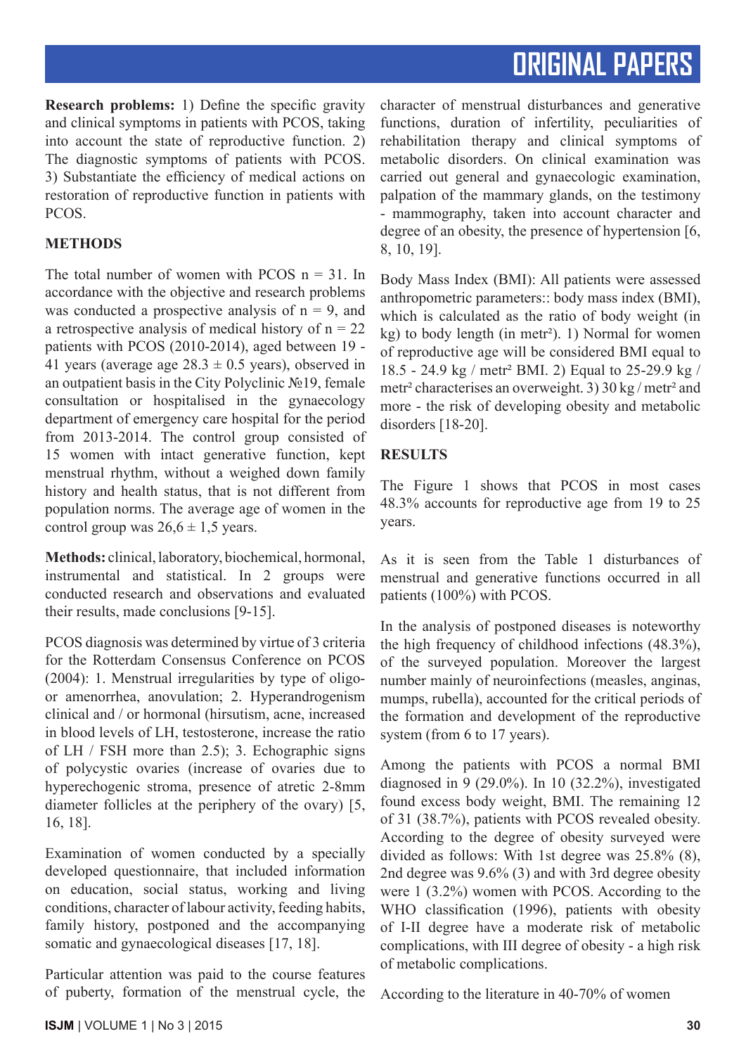**Research problems:** 1) Define the specific gravity and clinical symptoms in patients with PCOS, taking into account the state of reproductive function. 2) The diagnostic symptoms of patients with PCOS. 3) Substantiate the efficiency of medical actions on restoration of reproductive function in patients with PCOS.

## METHODS

The total number of women with PCOS n = 31. In accordance with the objective and research problems was conducted a prospective analysis of n = 9, and a retrospective analysis of medical history of n = 22 patients with PCOS (2010-2014), aged between 19 - 41 years (average age 28.3 ± 0.5 years), observed in an outpatient basis in the City Polyclinic №19, female consultation or hospitalised in the gynaecology department of emergency care hospital for the period from 2013-2014. The control group consisted of 15 women with intact generative function, kept menstrual rhythm, without a weighed down family history and health status, that is not different from population norms. The average age of women in the control group was 26,6 ± 1,5 years.

**Methods:** clinical, laboratory, biochemical, hormonal, instrumental and statistical. In 2 groups were conducted research and observations and evaluated their results, made conclusions [9-15].

PCOS diagnosis was determined by virtue of 3 criteria for the Rotterdam Consensus Conference on PCOS (2004): 1. Menstrual irregularities by type of oligo- or amenorrhea, anovulation; 2. Hyperandrogenism clinical and / or hormonal (hirsutism, acne, increased in blood levels of LH, testosterone, increase the ratio of LH / FSH more than 2.5); 3. Echographic signs of polycystic ovaries (increase of ovaries due to hyperechogenic stroma, presence of atretic 2-8mm diameter follicles at the periphery of the ovary) [5, 16, 18].

Examination of women conducted by a specially developed questionnaire, that included information on education, social status, working and living conditions, character of labour activity, feeding habits, family history, postponed and the accompanying somatic and gynaecological diseases [17, 18].

Particular attention was paid to the course features of puberty, formation of the menstrual cycle, the character of menstrual disturbances and generative functions, duration of infertility, peculiarities of rehabilitation therapy and clinical symptoms of metabolic disorders. On clinical examination was carried out general and gynaecologic examination, palpation of the mammary glands, on the testimony - mammography, taken into account character and degree of an obesity, the presence of hypertension [6, 8, 10, 19].

Body Mass Index (BMI): All patients were assessed anthropometric parameters:: body mass index (BMI), which is calculated as the ratio of body weight (in kg) to body length (in metr²). 1) Normal for women of reproductive age will be considered BMI equal to 18.5 - 24.9 kg / metr² BMI. 2) Equal to 25-29.9 kg / metr² characterises an overweight. 3) 30 kg / metr² and more - the risk of developing obesity and metabolic disorders [18-20].

## RESULTS

The Figure 1 shows that PCOS in most cases 48.3% accounts for reproductive age from 19 to 25 years.

As it is seen from the Table 1 disturbances of menstrual and generative functions occurred in all patients (100%) with PCOS.

In the analysis of postponed diseases is noteworthy the high frequency of childhood infections (48.3%), of the surveyed population. Moreover the largest number mainly of neuroinfections (measles, anginas, mumps, rubella), accounted for the critical periods of the formation and development of the reproductive system (from 6 to 17 years).

Among the patients with PCOS a normal BMI diagnosed in 9 (29.0%). In 10 (32.2%), investigated found excess body weight, BMI. The remaining 12 of 31 (38.7%), patients with PCOS revealed obesity. According to the degree of obesity surveyed were divided as follows: With 1st degree was 25.8% (8), 2nd degree was 9.6% (3) and with 3rd degree obesity were 1 (3.2%) women with PCOS. According to the WHO classification (1996), patients with obesity of I-II degree have a moderate risk of metabolic complications, with III degree of obesity - a high risk of metabolic complications.

According to the literature in 40-70% of women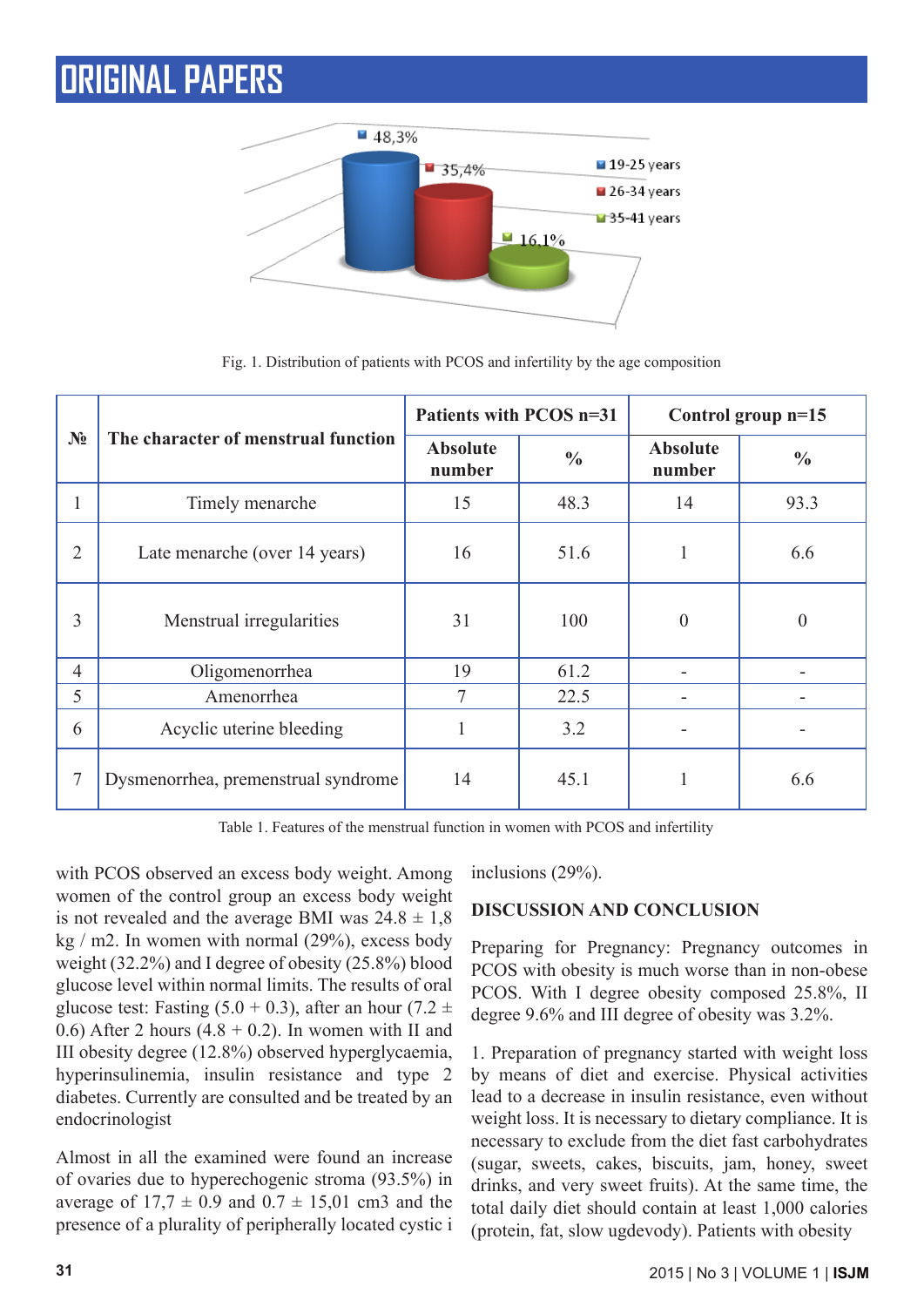Fig. 1. Distribution of patients with PCOS and infertility by the age composition

| № | The character of menstrual function | Patients with PCOS n=31 | | Control group n=15 | |
|---|---|---|---|---|---|
| | | Absolute number | % | Absolute number | % |
| 1 | Timely menarche | 15 | 48.3 | 14 | 93.3 |
| 2 | Late menarche (over 14 years) | 16 | 51.6 | 1 | 6.6 |
| 3 | Menstrual irregularities | 31 | 100 | 0 | 0 |
| 4 | Oligomenorrhea | 19 | 61.2 | - | - |
| 5 | Amenorrhea | 7 | 22.5 | - | - |
| 6 | Acyclic uterine bleeding | 1 | 3.2 | - | - |
| 7 | Dysmenorrhea, premenstrual syndrome | 14 | 45.1 | 1 | 6.6 |

Table 1. Features of the menstrual function in women with PCOS and infertility

with PCOS observed an excess body weight. Among women of the control group an excess body weight is not revealed and the average BMI was 24.8 ± 1,8 kg / m2. In women with normal (29%), excess body weight (32.2%) and I degree of obesity (25.8%) blood glucose level within normal limits. The results of oral glucose test: Fasting (5.0 + 0.3), after an hour (7.2 ± 0.6) After 2 hours (4.8 + 0.2). In women with II and III obesity degree (12.8%) observed hyperglycaemia, hyperinsulinemia, insulin resistance and type 2 diabetes. Currently are consulted and be treated by an endocrinologist

Almost in all the examined were found an increase of ovaries due to hyperechogenic stroma (93.5%) in average of 17,7 ± 0.9 and 0.7 ± 15,01 cm3 and the presence of a plurality of peripherally located cystic inclusions (29%).

## DISCUSSION AND CONCLUSION

Preparing for Pregnancy: Pregnancy outcomes in PCOS with obesity is much worse than in non-obese PCOS. With I degree obesity composed 25.8%, II degree 9.6% and III degree of obesity was 3.2%.

1. Preparation of pregnancy started with weight loss by means of diet and exercise. Physical activities lead to a decrease in insulin resistance, even without weight loss. It is necessary to dietary compliance. It is necessary to exclude from the diet fast carbohydrates (sugar, sweets, cakes, biscuits, jam, honey, sweet drinks, and very sweet fruits). At the same time, the total daily diet should contain at least 1,000 calories (protein, fat, slow ugdevody). Patients with obesity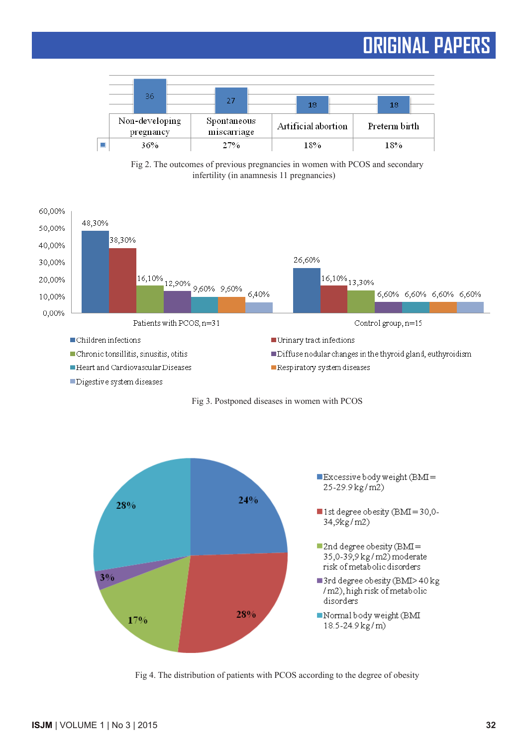| | Non-developing pregnancy | Spontaneous miscarriage | Artificial abortion | Preterm birth |
|---|---|---|---|---|
| | 36% | 27% | 18% | 18% |

Fig 2. The outcomes of previous pregnancies in women with PCOS and secondary infertility (in anamnesis 11 pregnancies)

| | Patients with PCOS, n=31 | Control group, n=15 |
|---|---|---|
| Children infections | 48,30% | 26,60% |
| Urinary tract infections | 38,30% | 16,10% |
| Chronic tonsillitis, sinusitis, otitis | 16,10% | 13,30% |
| Diffuse nodular changes in the thyroid gland, euthyroidism | 12,90% | 6,60% |
| Heart and Cardiovascular Diseases | 9,60% | 6,60% |
| Respiratory system diseases | 9,60% | 6,60% |
| Digestive system diseases | 6,40% | 6,60% |

Fig 3. Postponed diseases in women with PCOS

| Category | % |
|---|---|
| Excessive body weight (BMI = 25-29.9 kg/m2) | 24% |
| 1st degree obesity (BMI = 30,0-34,9 kg/m2) | 28% |
| 2nd degree obesity (BMI = 35,0-39,9 kg/m2) moderate risk of metabolic disorders | 17% |
| 3rd degree obesity (BMI > 40 kg/m2), high risk of metabolic disorders | 3% |
| Normal body weight (BMI 18.5-24.9 kg/m) | 28% |

Fig 4. The distribution of patients with PCOS according to the degree of obesity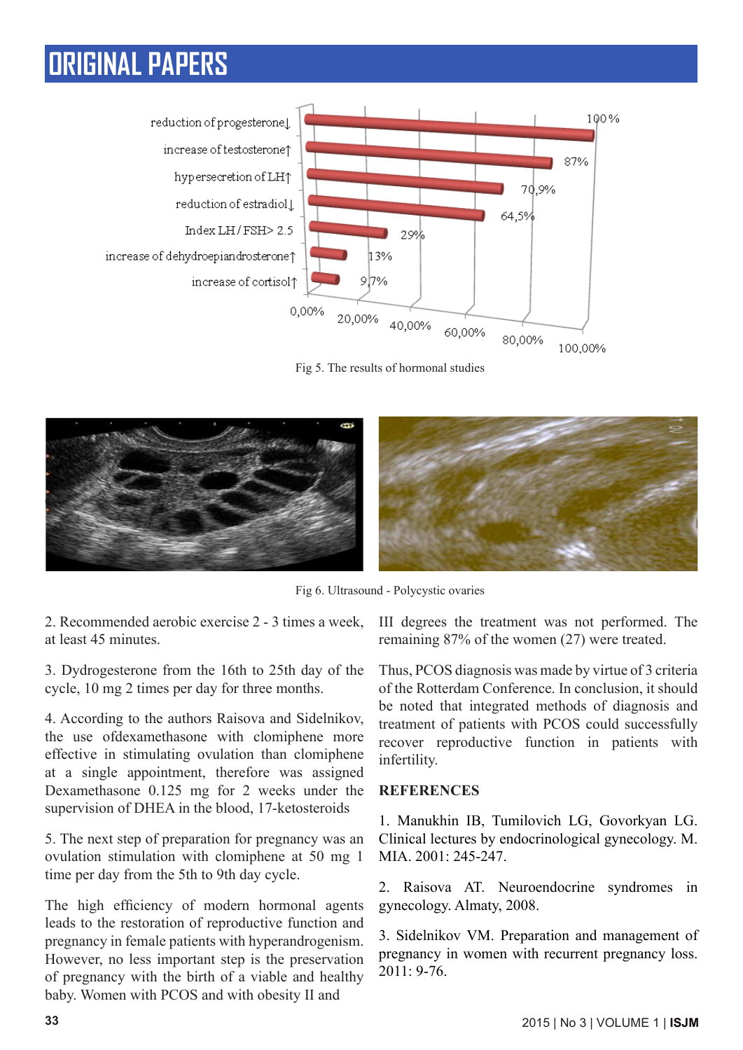Fig 5. The results of hormonal studies

Fig 6. Ultrasound - Polycystic ovaries

2. Recommended aerobic exercise 2 - 3 times a week, at least 45 minutes.

3. Dydrogesterone from the 16th to 25th day of the cycle, 10 mg 2 times per day for three months.

4. According to the authors Raisova and Sidelnikov, the use ofdexamethasone with clomiphene more effective in stimulating ovulation than clomiphene at a single appointment, therefore was assigned Dexamethasone 0.125 mg for 2 weeks under the supervision of DHEA in the blood, 17-ketosteroids

5. The next step of preparation for pregnancy was an ovulation stimulation with clomiphene at 50 mg 1 time per day from the 5th to 9th day cycle.

The high efficiency of modern hormonal agents leads to the restoration of reproductive function and pregnancy in female patients with hyperandrogenism. However, no less important step is the preservation of pregnancy with the birth of a viable and healthy baby. Women with PCOS and with obesity II and III degrees the treatment was not performed. The remaining 87% of the women (27) were treated.

Thus, PCOS diagnosis was made by virtue of 3 criteria of the Rotterdam Conference. In conclusion, it should be noted that integrated methods of diagnosis and treatment of patients with PCOS could successfully recover reproductive function in patients with infertility.

## REFERENCES

1. Manukhin IB, Tumilovich LG, Govorkyan LG. Clinical lectures by endocrinological gynecology. M. MIA. 2001: 245-247.

2. Raisova AT. Neuroendocrine syndromes in gynecology. Almaty, 2008.

3. Sidelnikov VM. Preparation and management of pregnancy in women with recurrent pregnancy loss. 2011: 9-76.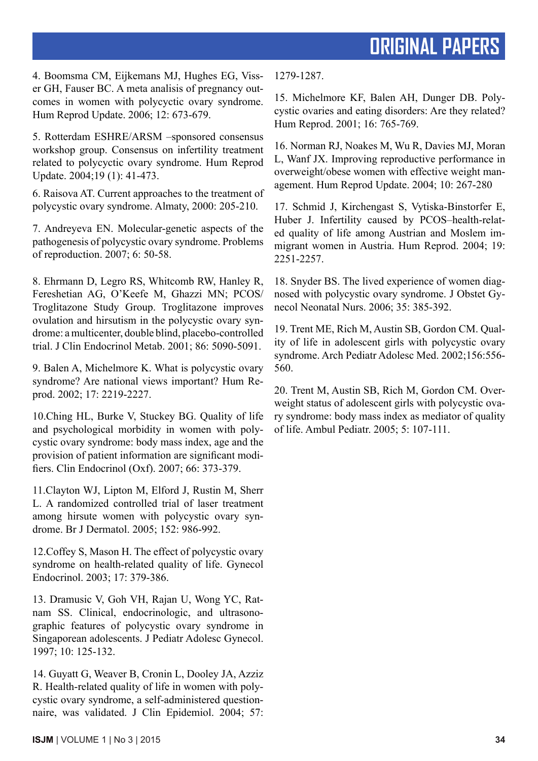4. Boomsma CM, Eijkemans MJ, Hughes EG, Visser GH, Fauser BC. A meta analisis of pregnancy outcomes in women with polycyctic ovary syndrome. Hum Reprod Update. 2006; 12: 673-679.

5. Rotterdam ESHRE/ARSM –sponsored consensus workshop group. Consensus on infertility treatment related to polycyctic ovary syndrome. Hum Reprod Update. 2004;19 (1): 41-473.

6. Raisova AT. Current approaches to the treatment of polycystic ovary syndrome. Almaty, 2000: 205-210.

7. Andreyeva EN. Molecular-genetic aspects of the pathogenesis of polycystic ovary syndrome. Problems of reproduction. 2007; 6: 50-58.

8. Ehrmann D, Legro RS, Whitcomb RW, Hanley R, Fereshetian AG, O'Keefe M, Ghazzi MN; PCOS/Troglitazone Study Group. Troglitazone improves ovulation and hirsutism in the polycystic ovary syndrome: a multicenter, double blind, placebo-controlled trial. J Clin Endocrinol Metab. 2001; 86: 5090-5091.

9. Balen A, Michelmore K. What is polycystic ovary syndrome? Are national views important? Hum Reprod. 2002; 17: 2219-2227.

10.Ching HL, Burke V, Stuckey BG. Quality of life and psychological morbidity in women with polycystic ovary syndrome: body mass index, age and the provision of patient information are significant modifiers. Clin Endocrinol (Oxf). 2007; 66: 373-379.

11.Clayton WJ, Lipton M, Elford J, Rustin M, Sherr L. A randomized controlled trial of laser treatment among hirsute women with polycystic ovary syndrome. Br J Dermatol. 2005; 152: 986-992.

12.Coffey S, Mason H. The effect of polycystic ovary syndrome on health-related quality of life. Gynecol Endocrinol. 2003; 17: 379-386.

13. Dramusic V, Goh VH, Rajan U, Wong YC, Ratnam SS. Clinical, endocrinologic, and ultrasonographic features of polycystic ovary syndrome in Singaporean adolescents. J Pediatr Adolesc Gynecol. 1997; 10: 125-132.

14. Guyatt G, Weaver B, Cronin L, Dooley JA, Azziz R. Health-related quality of life in women with polycystic ovary syndrome, a self-administered questionnaire, was validated. J Clin Epidemiol. 2004; 57: 1279-1287.

15. Michelmore KF, Balen AH, Dunger DB. Polycystic ovaries and eating disorders: Are they related? Hum Reprod. 2001; 16: 765-769.

16. Norman RJ, Noakes M, Wu R, Davies MJ, Moran L, Wanf JX. Improving reproductive performance in overweight/obese women with effective weight management. Hum Reprod Update. 2004; 10: 267-280

17. Schmid J, Kirchengast S, Vytiska-Binstorfer E, Huber J. Infertility caused by PCOS–health-related quality of life among Austrian and Moslem immigrant women in Austria. Hum Reprod. 2004; 19: 2251-2257.

18. Snyder BS. The lived experience of women diagnosed with polycystic ovary syndrome. J Obstet Gynecol Neonatal Nurs. 2006; 35: 385-392.

19. Trent ME, Rich M, Austin SB, Gordon CM. Quality of life in adolescent girls with polycystic ovary syndrome. Arch Pediatr Adolesc Med. 2002;156:556-560.

20. Trent M, Austin SB, Rich M, Gordon CM. Overweight status of adolescent girls with polycystic ovary syndrome: body mass index as mediator of quality of life. Ambul Pediatr. 2005; 5: 107-111.